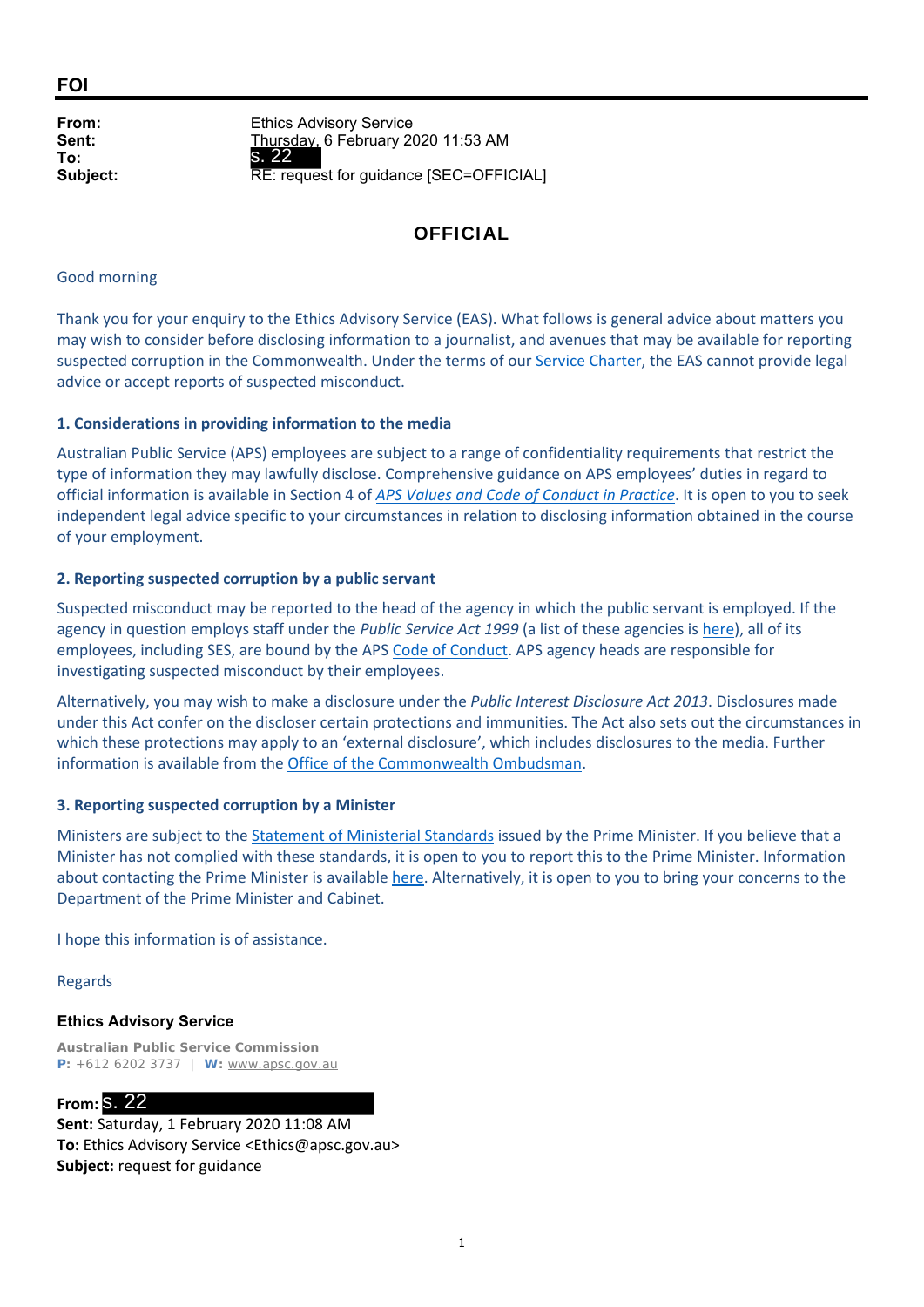**FOI**

**From:** Ethics Advisory Service
**Sent:** Thursday, 6 February 2020 11:53 AM
**To:** s. 22
**Subject:** RE: request for guidance [SEC=OFFICIAL]

**OFFICIAL**

Good morning

Thank you for your enquiry to the Ethics Advisory Service (EAS). What follows is general advice about matters you may wish to consider before disclosing information to a journalist, and avenues that may be available for reporting suspected corruption in the Commonwealth. Under the terms of our Service Charter, the EAS cannot provide legal advice or accept reports of suspected misconduct.

**1. Considerations in providing information to the media**

Australian Public Service (APS) employees are subject to a range of confidentiality requirements that restrict the type of information they may lawfully disclose. Comprehensive guidance on APS employees' duties in regard to official information is available in Section 4 of *APS Values and Code of Conduct in Practice*. It is open to you to seek independent legal advice specific to your circumstances in relation to disclosing information obtained in the course of your employment.

**2. Reporting suspected corruption by a public servant**

Suspected misconduct may be reported to the head of the agency in which the public servant is employed. If the agency in question employs staff under the *Public Service Act 1999* (a list of these agencies is here), all of its employees, including SES, are bound by the APS Code of Conduct. APS agency heads are responsible for investigating suspected misconduct by their employees.

Alternatively, you may wish to make a disclosure under the *Public Interest Disclosure Act 2013*. Disclosures made under this Act confer on the discloser certain protections and immunities. The Act also sets out the circumstances in which these protections may apply to an 'external disclosure', which includes disclosures to the media. Further information is available from the Office of the Commonwealth Ombudsman.

**3. Reporting suspected corruption by a Minister**

Ministers are subject to the Statement of Ministerial Standards issued by the Prime Minister. If you believe that a Minister has not complied with these standards, it is open to you to report this to the Prime Minister. Information about contacting the Prime Minister is available here. Alternatively, it is open to you to bring your concerns to the Department of the Prime Minister and Cabinet.

I hope this information is of assistance.

Regards

**Ethics Advisory Service**

**Australian Public Service Commission**
**P:** +612 6202 3737 | **W:** www.apsc.gov.au

**From:** s. 22
**Sent:** Saturday, 1 February 2020 11:08 AM
**To:** Ethics Advisory Service <Ethics@apsc.gov.au>
**Subject:** request for guidance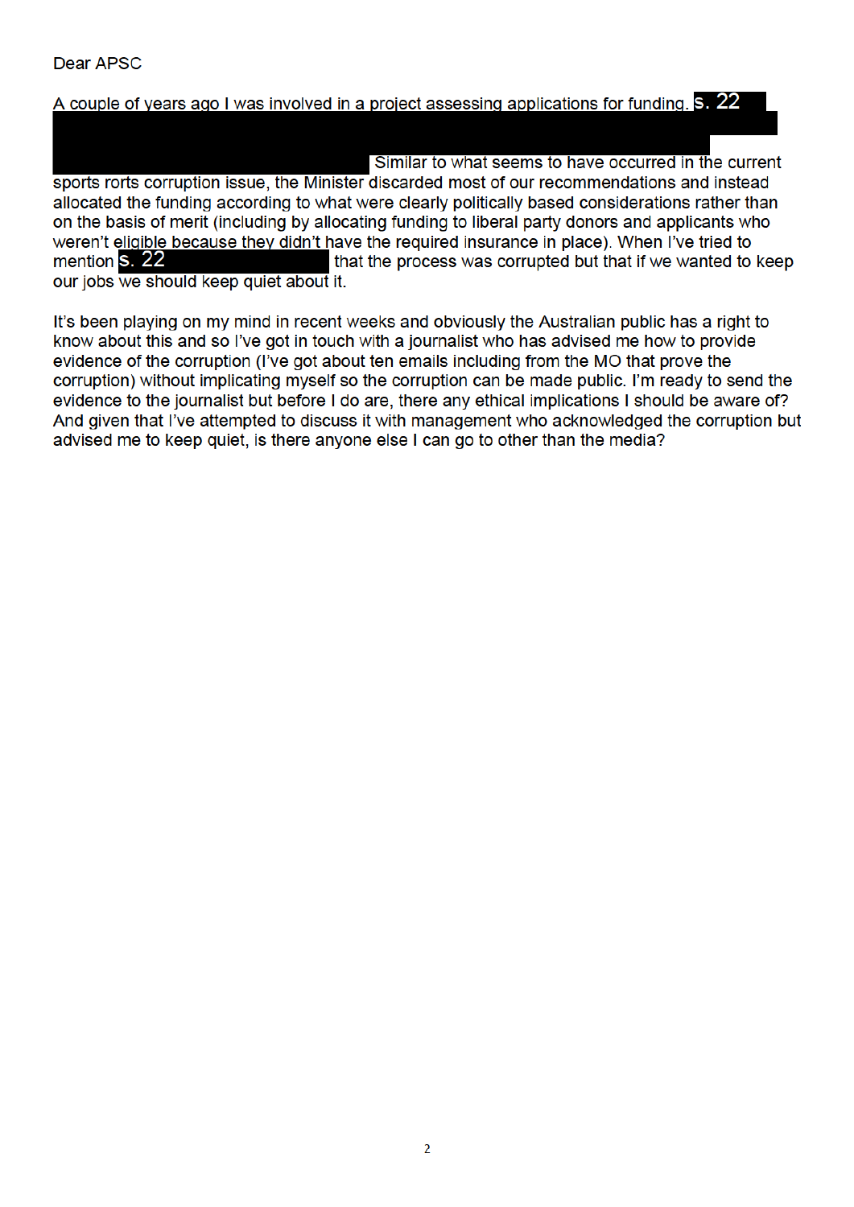Dear APSC

A couple of years ago I was involved in a project assessing applications for funding. s. 22 Similar to what seems to have occurred in the current sports rorts corruption issue, the Minister discarded most of our recommendations and instead allocated the funding according to what were clearly politically based considerations rather than on the basis of merit (including by allocating funding to liberal party donors and applicants who weren't eligible because they didn't have the required insurance in place). When I've tried to mention s. 22 that the process was corrupted but that if we wanted to keep our jobs we should keep quiet about it.

It's been playing on my mind in recent weeks and obviously the Australian public has a right to know about this and so I've got in touch with a journalist who has advised me how to provide evidence of the corruption (I've got about ten emails including from the MO that prove the corruption) without implicating myself so the corruption can be made public. I'm ready to send the evidence to the journalist but before I do are, there any ethical implications I should be aware of? And given that I've attempted to discuss it with management who acknowledged the corruption but advised me to keep quiet, is there anyone else I can go to other than the media?